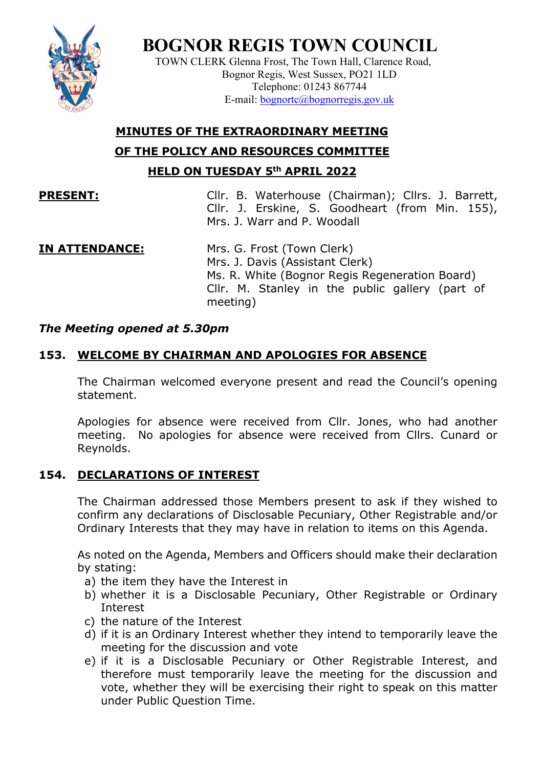# BOGNOR REGIS TOWN COUNCIL

TOWN CLERK Glenna Frost, The Town Hall, Clarence Road,
Bognor Regis, West Sussex, PO21 1LD
Telephone: 01243 867744
E-mail: bognortc@bognorregis.gov.uk

## MINUTES OF THE EXTRAORDINARY MEETING
## OF THE POLICY AND RESOURCES COMMITTEE
## HELD ON TUESDAY 5th APRIL 2022

**PRESENT:** Cllr. B. Waterhouse (Chairman); Cllrs. J. Barrett, Cllr. J. Erskine, S. Goodheart (from Min. 155), Mrs. J. Warr and P. Woodall

**IN ATTENDANCE:** Mrs. G. Frost (Town Clerk)
Mrs. J. Davis (Assistant Clerk)
Ms. R. White (Bognor Regis Regeneration Board)
Cllr. M. Stanley in the public gallery (part of meeting)

***The Meeting opened at 5.30pm***

### 153. WELCOME BY CHAIRMAN AND APOLOGIES FOR ABSENCE

The Chairman welcomed everyone present and read the Council's opening statement.

Apologies for absence were received from Cllr. Jones, who had another meeting. No apologies for absence were received from Cllrs. Cunard or Reynolds.

### 154. DECLARATIONS OF INTEREST

The Chairman addressed those Members present to ask if they wished to confirm any declarations of Disclosable Pecuniary, Other Registrable and/or Ordinary Interests that they may have in relation to items on this Agenda.

As noted on the Agenda, Members and Officers should make their declaration by stating:

a) the item they have the Interest in
b) whether it is a Disclosable Pecuniary, Other Registrable or Ordinary Interest
c) the nature of the Interest
d) if it is an Ordinary Interest whether they intend to temporarily leave the meeting for the discussion and vote
e) if it is a Disclosable Pecuniary or Other Registrable Interest, and therefore must temporarily leave the meeting for the discussion and vote, whether they will be exercising their right to speak on this matter under Public Question Time.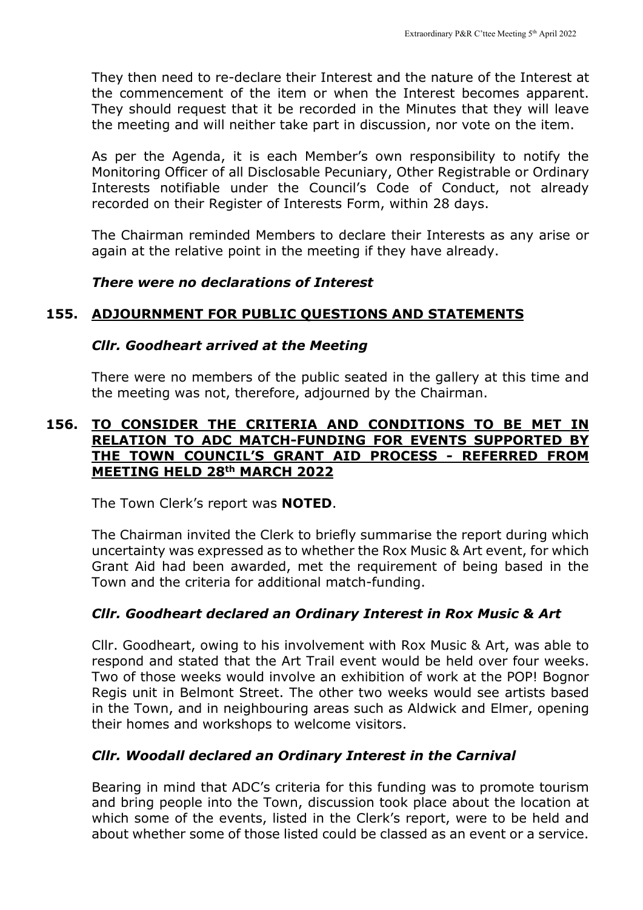They then need to re-declare their Interest and the nature of the Interest at the commencement of the item or when the Interest becomes apparent. They should request that it be recorded in the Minutes that they will leave the meeting and will neither take part in discussion, nor vote on the item.

As per the Agenda, it is each Member's own responsibility to notify the Monitoring Officer of all Disclosable Pecuniary, Other Registrable or Ordinary Interests notifiable under the Council's Code of Conduct, not already recorded on their Register of Interests Form, within 28 days.

The Chairman reminded Members to declare their Interests as any arise or again at the relative point in the meeting if they have already.

***There were no declarations of Interest***

## 155. ADJOURNMENT FOR PUBLIC QUESTIONS AND STATEMENTS

***Cllr. Goodheart arrived at the Meeting***

There were no members of the public seated in the gallery at this time and the meeting was not, therefore, adjourned by the Chairman.

## 156. TO CONSIDER THE CRITERIA AND CONDITIONS TO BE MET IN RELATION TO ADC MATCH-FUNDING FOR EVENTS SUPPORTED BY THE TOWN COUNCIL'S GRANT AID PROCESS - REFERRED FROM MEETING HELD 28th MARCH 2022

The Town Clerk's report was **NOTED**.

The Chairman invited the Clerk to briefly summarise the report during which uncertainty was expressed as to whether the Rox Music & Art event, for which Grant Aid had been awarded, met the requirement of being based in the Town and the criteria for additional match-funding.

***Cllr. Goodheart declared an Ordinary Interest in Rox Music & Art***

Cllr. Goodheart, owing to his involvement with Rox Music & Art, was able to respond and stated that the Art Trail event would be held over four weeks. Two of those weeks would involve an exhibition of work at the POP! Bognor Regis unit in Belmont Street. The other two weeks would see artists based in the Town, and in neighbouring areas such as Aldwick and Elmer, opening their homes and workshops to welcome visitors.

***Cllr. Woodall declared an Ordinary Interest in the Carnival***

Bearing in mind that ADC's criteria for this funding was to promote tourism and bring people into the Town, discussion took place about the location at which some of the events, listed in the Clerk's report, were to be held and about whether some of those listed could be classed as an event or a service.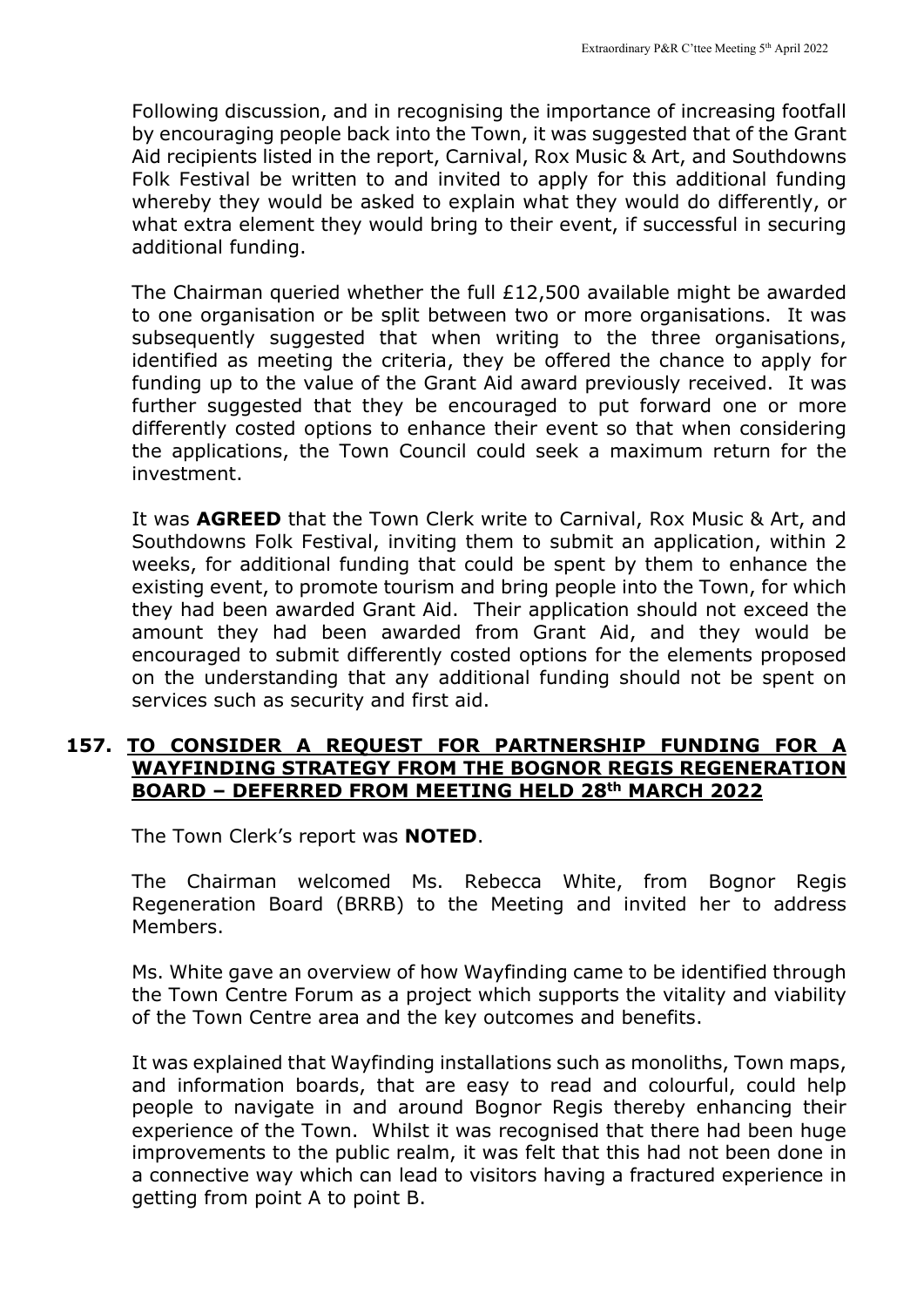Following discussion, and in recognising the importance of increasing footfall by encouraging people back into the Town, it was suggested that of the Grant Aid recipients listed in the report, Carnival, Rox Music & Art, and Southdowns Folk Festival be written to and invited to apply for this additional funding whereby they would be asked to explain what they would do differently, or what extra element they would bring to their event, if successful in securing additional funding.

The Chairman queried whether the full £12,500 available might be awarded to one organisation or be split between two or more organisations. It was subsequently suggested that when writing to the three organisations, identified as meeting the criteria, they be offered the chance to apply for funding up to the value of the Grant Aid award previously received. It was further suggested that they be encouraged to put forward one or more differently costed options to enhance their event so that when considering the applications, the Town Council could seek a maximum return for the investment.

It was **AGREED** that the Town Clerk write to Carnival, Rox Music & Art, and Southdowns Folk Festival, inviting them to submit an application, within 2 weeks, for additional funding that could be spent by them to enhance the existing event, to promote tourism and bring people into the Town, for which they had been awarded Grant Aid. Their application should not exceed the amount they had been awarded from Grant Aid, and they would be encouraged to submit differently costed options for the elements proposed on the understanding that any additional funding should not be spent on services such as security and first aid.

## 157. TO CONSIDER A REQUEST FOR PARTNERSHIP FUNDING FOR A WAYFINDING STRATEGY FROM THE BOGNOR REGIS REGENERATION BOARD – DEFERRED FROM MEETING HELD 28th MARCH 2022

The Town Clerk's report was **NOTED**.

The Chairman welcomed Ms. Rebecca White, from Bognor Regis Regeneration Board (BRRB) to the Meeting and invited her to address Members.

Ms. White gave an overview of how Wayfinding came to be identified through the Town Centre Forum as a project which supports the vitality and viability of the Town Centre area and the key outcomes and benefits.

It was explained that Wayfinding installations such as monoliths, Town maps, and information boards, that are easy to read and colourful, could help people to navigate in and around Bognor Regis thereby enhancing their experience of the Town. Whilst it was recognised that there had been huge improvements to the public realm, it was felt that this had not been done in a connective way which can lead to visitors having a fractured experience in getting from point A to point B.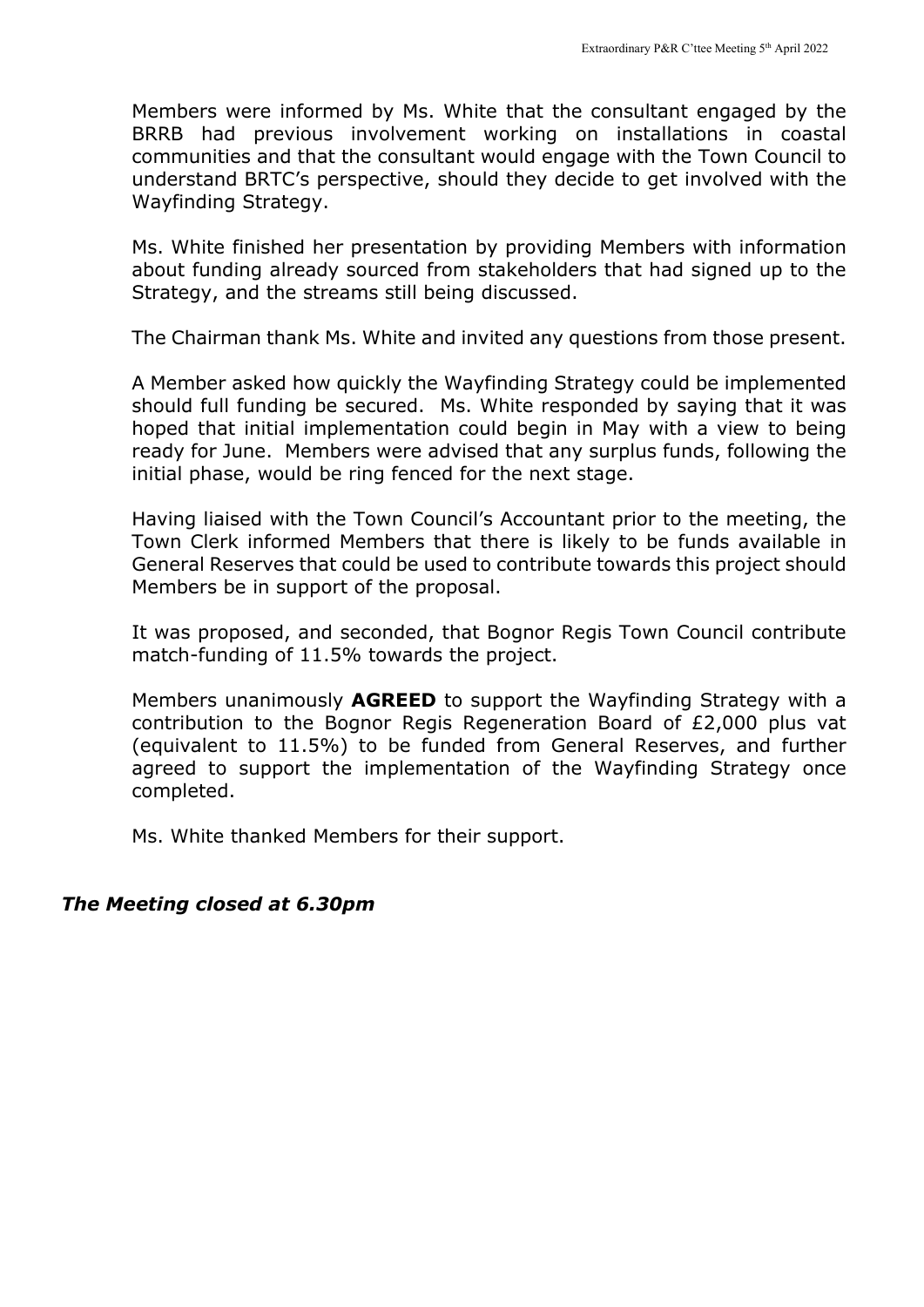Members were informed by Ms. White that the consultant engaged by the BRRB had previous involvement working on installations in coastal communities and that the consultant would engage with the Town Council to understand BRTC's perspective, should they decide to get involved with the Wayfinding Strategy.

Ms. White finished her presentation by providing Members with information about funding already sourced from stakeholders that had signed up to the Strategy, and the streams still being discussed.

The Chairman thank Ms. White and invited any questions from those present.

A Member asked how quickly the Wayfinding Strategy could be implemented should full funding be secured. Ms. White responded by saying that it was hoped that initial implementation could begin in May with a view to being ready for June. Members were advised that any surplus funds, following the initial phase, would be ring fenced for the next stage.

Having liaised with the Town Council's Accountant prior to the meeting, the Town Clerk informed Members that there is likely to be funds available in General Reserves that could be used to contribute towards this project should Members be in support of the proposal.

It was proposed, and seconded, that Bognor Regis Town Council contribute match-funding of 11.5% towards the project.

Members unanimously **AGREED** to support the Wayfinding Strategy with a contribution to the Bognor Regis Regeneration Board of £2,000 plus vat (equivalent to 11.5%) to be funded from General Reserves, and further agreed to support the implementation of the Wayfinding Strategy once completed.

Ms. White thanked Members for their support.

***The Meeting closed at 6.30pm***